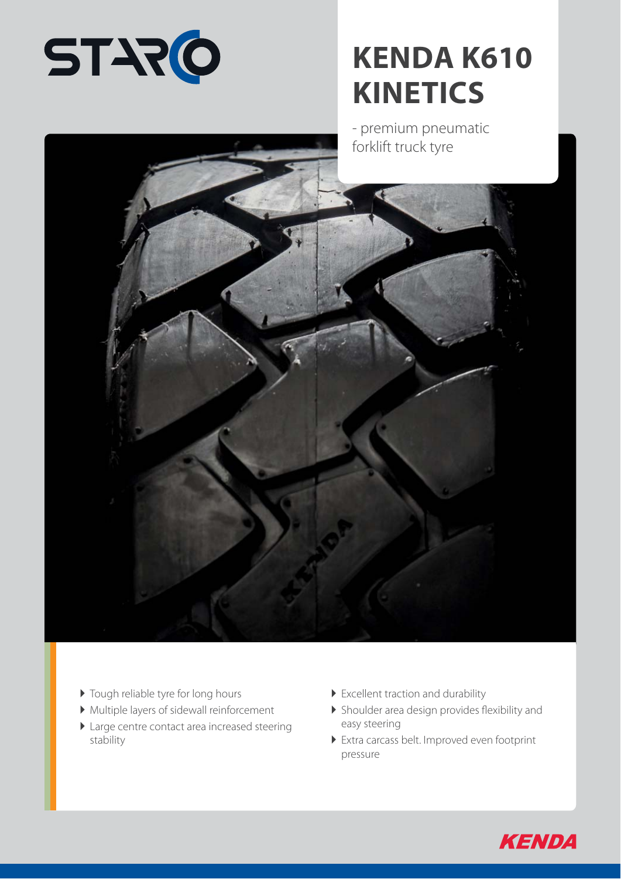STARCO

# KENDA K610 KINETICS

- premium pneumatic forklift truck tyre

- Tough reliable tyre for long hours
- Multiple layers of sidewall reinforcement
- Large centre contact area increased steering stability
- Excellent traction and durability
- Shoulder area design provides flexibility and easy steering
- Extra carcass belt. Improved even footprint pressure

KENDA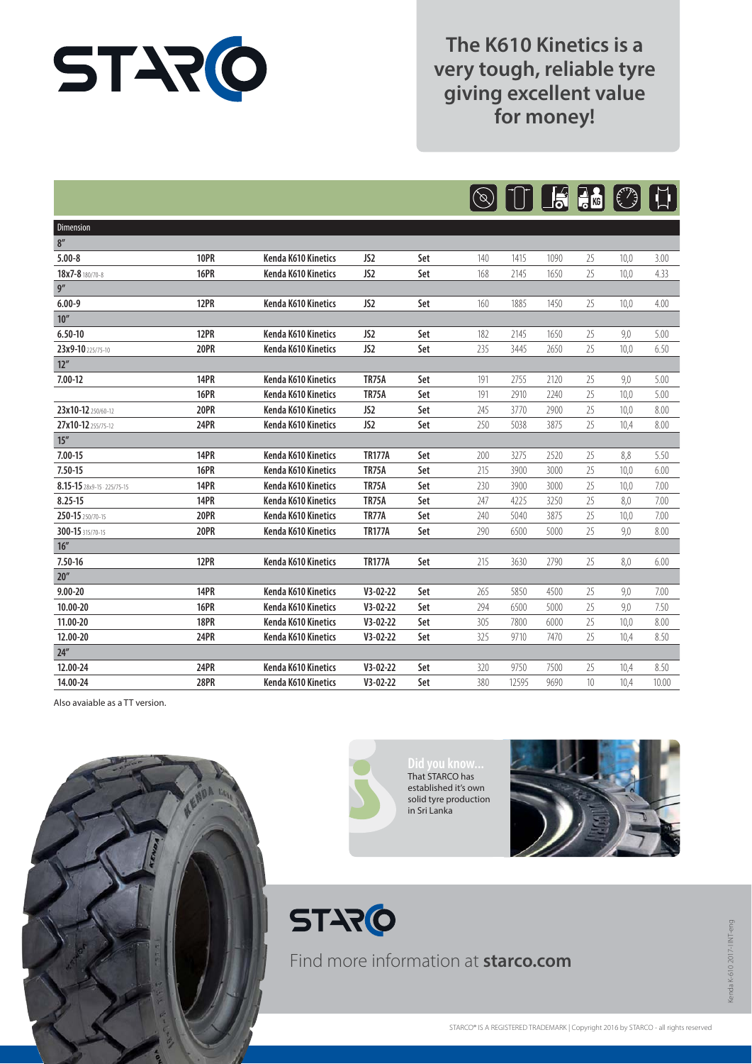**The K610 Kinetics is a very tough, reliable tyre giving excellent value for money!**

| Dimension | | | | | | | | | | |
|---|---|---|---|---|---|---|---|---|---|---|
| **8″** | | | | | | | | | | |
| **5.00-8** | **10PR** | **Kenda K610 Kinetics** | **JS2** | **Set** | 140 | 1415 | 1090 | 25 | 10,0 | 3.00 |
| **18x7-8** 180/70-8 | **16PR** | **Kenda K610 Kinetics** | **JS2** | **Set** | 168 | 2145 | 1650 | 25 | 10,0 | 4.33 |
| **9″** | | | | | | | | | | |
| **6.00-9** | **12PR** | **Kenda K610 Kinetics** | **JS2** | **Set** | 160 | 1885 | 1450 | 25 | 10,0 | 4.00 |
| **10″** | | | | | | | | | | |
| **6.50-10** | **12PR** | **Kenda K610 Kinetics** | **JS2** | **Set** | 182 | 2145 | 1650 | 25 | 9,0 | 5.00 |
| **23x9-10** 225/75-10 | **20PR** | **Kenda K610 Kinetics** | **JS2** | **Set** | 235 | 3445 | 2650 | 25 | 10,0 | 6.50 |
| **12″** | | | | | | | | | | |
| **7.00-12** | **14PR** | **Kenda K610 Kinetics** | **TR75A** | **Set** | 191 | 2755 | 2120 | 25 | 9,0 | 5.00 |
| | **16PR** | **Kenda K610 Kinetics** | **TR75A** | **Set** | 191 | 2910 | 2240 | 25 | 10,0 | 5.00 |
| **23x10-12** 250/60-12 | **20PR** | **Kenda K610 Kinetics** | **JS2** | **Set** | 245 | 3770 | 2900 | 25 | 10,0 | 8.00 |
| **27x10-12** 255/75-12 | **24PR** | **Kenda K610 Kinetics** | **JS2** | **Set** | 250 | 5038 | 3875 | 25 | 10,4 | 8.00 |
| **15″** | | | | | | | | | | |
| **7.00-15** | **14PR** | **Kenda K610 Kinetics** | **TR177A** | **Set** | 200 | 3275 | 2520 | 25 | 8,8 | 5.50 |
| **7.50-15** | **16PR** | **Kenda K610 Kinetics** | **TR75A** | **Set** | 215 | 3900 | 3000 | 25 | 10,0 | 6.00 |
| **8.15-15** 28x9-15 · 225/75-15 | **14PR** | **Kenda K610 Kinetics** | **TR75A** | **Set** | 230 | 3900 | 3000 | 25 | 10,0 | 7.00 |
| **8.25-15** | **14PR** | **Kenda K610 Kinetics** | **TR75A** | **Set** | 247 | 4225 | 3250 | 25 | 8,0 | 7.00 |
| **250-15** 250/70-15 | **20PR** | **Kenda K610 Kinetics** | **TR77A** | **Set** | 240 | 5040 | 3875 | 25 | 10,0 | 7.00 |
| **300-15** 315/70-15 | **20PR** | **Kenda K610 Kinetics** | **TR177A** | **Set** | 290 | 6500 | 5000 | 25 | 9,0 | 8.00 |
| **16″** | | | | | | | | | | |
| **7.50-16** | **12PR** | **Kenda K610 Kinetics** | **TR177A** | **Set** | 215 | 3630 | 2790 | 25 | 8,0 | 6.00 |
| **20″** | | | | | | | | | | |
| **9.00-20** | **14PR** | **Kenda K610 Kinetics** | **V3-02-22** | **Set** | 265 | 5850 | 4500 | 25 | 9,0 | 7.00 |
| **10.00-20** | **16PR** | **Kenda K610 Kinetics** | **V3-02-22** | **Set** | 294 | 6500 | 5000 | 25 | 9,0 | 7.50 |
| **11.00-20** | **18PR** | **Kenda K610 Kinetics** | **V3-02-22** | **Set** | 305 | 7800 | 6000 | 25 | 10,0 | 8.00 |
| **12.00-20** | **24PR** | **Kenda K610 Kinetics** | **V3-02-22** | **Set** | 325 | 9710 | 7470 | 25 | 10,4 | 8.50 |
| **24″** | | | | | | | | | | |
| **12.00-24** | **24PR** | **Kenda K610 Kinetics** | **V3-02-22** | **Set** | 320 | 9750 | 7500 | 25 | 10,4 | 8.50 |
| **14.00-24** | **28PR** | **Kenda K610 Kinetics** | **V3-02-22** | **Set** | 380 | 12595 | 9690 | 10 | 10,4 | 10.00 |

Also avaiable as a TT version.

**Did you know...**
That STARCO has established it's own solid tyre production in Sri Lanka

Find more information at **starco.com**

STARCO® IS A REGISTERED TRADEMARK | Copyright 2016 by STARCO - all rights reserved